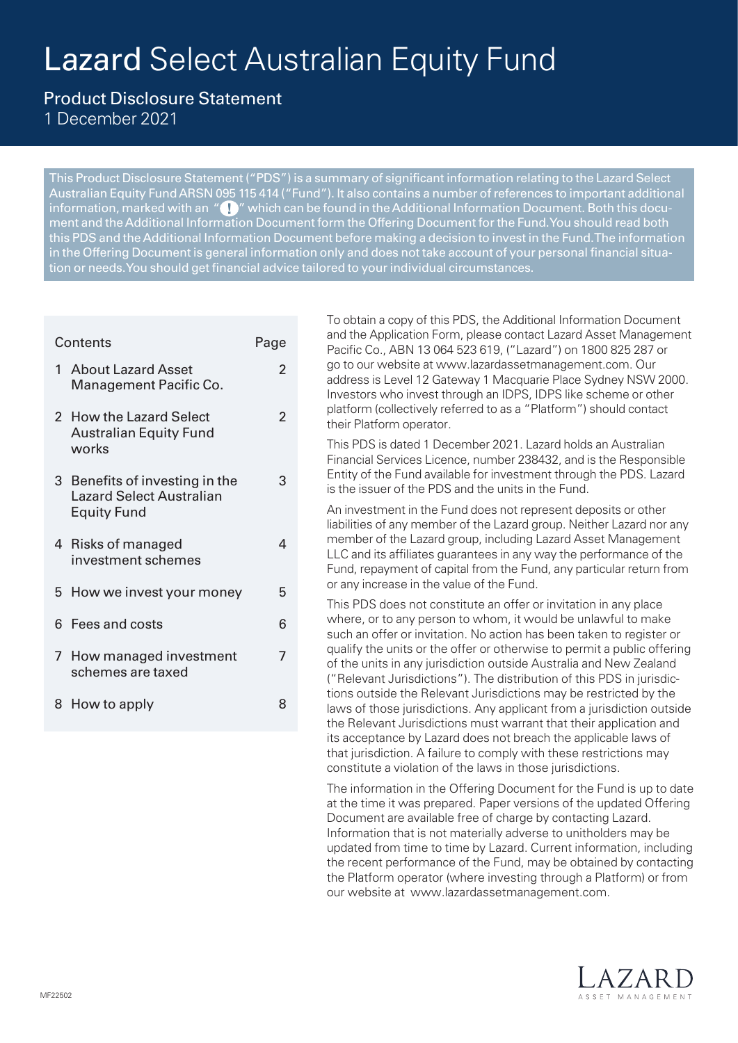# Lazard Select Australian Equity Fund

## Product Disclosure Statement

1 December 2021

This Product Disclosure Statement ("PDS") is a summary of significant information relating to the Lazard Select Australian Equity Fund ARSN 095 115 414 ("Fund"). It also contains a number of references to important additional information, marked with an "!" which can be found in the Additional Information Document. Both this document and the Additional Information Document form the Offering Document for the Fund. You should read both this PDS and the Additional Information Document before making a decision to invest in the Fund. The information in the Offering Document is general information only and does not take account of your personal financial situation or needs. You should get financial advice tailored to your individual circumstances.

| Contents | Page |
| --- | --- |
| 1 About Lazard Asset Management Pacific Co. | 2 |
| 2 How the Lazard Select Australian Equity Fund works | 2 |
| 3 Benefits of investing in the Lazard Select Australian Equity Fund | 3 |
| 4 Risks of managed investment schemes | 4 |
| 5 How we invest your money | 5 |
| 6 Fees and costs | 6 |
| 7 How managed investment schemes are taxed | 7 |
| 8 How to apply | 8 |

To obtain a copy of this PDS, the Additional Information Document and the Application Form, please contact Lazard Asset Management Pacific Co., ABN 13 064 523 619, ("Lazard") on 1800 825 287 or go to our website at www.lazardassetmanagement.com. Our address is Level 12 Gateway 1 Macquarie Place Sydney NSW 2000. Investors who invest through an IDPS, IDPS like scheme or other platform (collectively referred to as a "Platform") should contact their Platform operator.

This PDS is dated 1 December 2021. Lazard holds an Australian Financial Services Licence, number 238432, and is the Responsible Entity of the Fund available for investment through the PDS. Lazard is the issuer of the PDS and the units in the Fund.

An investment in the Fund does not represent deposits or other liabilities of any member of the Lazard group. Neither Lazard nor any member of the Lazard group, including Lazard Asset Management LLC and its affiliates guarantees in any way the performance of the Fund, repayment of capital from the Fund, any particular return from or any increase in the value of the Fund.

This PDS does not constitute an offer or invitation in any place where, or to any person to whom, it would be unlawful to make such an offer or invitation. No action has been taken to register or qualify the units or the offer or otherwise to permit a public offering of the units in any jurisdiction outside Australia and New Zealand ("Relevant Jurisdictions"). The distribution of this PDS in jurisdictions outside the Relevant Jurisdictions may be restricted by the laws of those jurisdictions. Any applicant from a jurisdiction outside the Relevant Jurisdictions must warrant that their application and its acceptance by Lazard does not breach the applicable laws of that jurisdiction. A failure to comply with these restrictions may constitute a violation of the laws in those jurisdictions.

The information in the Offering Document for the Fund is up to date at the time it was prepared. Paper versions of the updated Offering Document are available free of charge by contacting Lazard. Information that is not materially adverse to unitholders may be updated from time to time by Lazard. Current information, including the recent performance of the Fund, may be obtained by contacting the Platform operator (where investing through a Platform) or from our website at www.lazardassetmanagement.com.

MF22502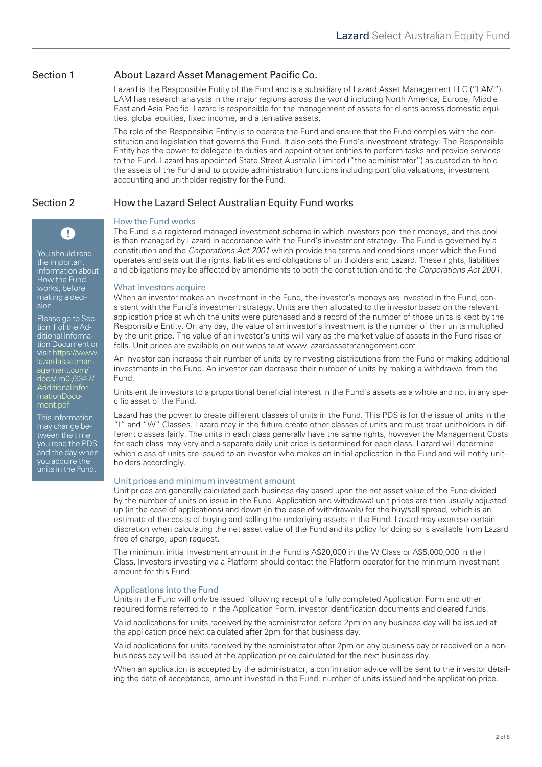## Section 1 About Lazard Asset Management Pacific Co.

Lazard is the Responsible Entity of the Fund and is a subsidiary of Lazard Asset Management LLC ("LAM"). LAM has research analysts in the major regions across the world including North America, Europe, Middle East and Asia Pacific. Lazard is responsible for the management of assets for clients across domestic equities, global equities, fixed income, and alternative assets.

The role of the Responsible Entity is to operate the Fund and ensure that the Fund complies with the constitution and legislation that governs the Fund. It also sets the Fund's investment strategy. The Responsible Entity has the power to delegate its duties and appoint other entities to perform tasks and provide services to the Fund. Lazard has appointed State Street Australia Limited ("the administrator") as custodian to hold the assets of the Fund and to provide administration functions including portfolio valuations, investment accounting and unitholder registry for the Fund.

## Section 2 How the Lazard Select Australian Equity Fund works

> You should read the important information about How the Fund works, before making a decision.
>
> Please go to Section 1 of the Additional Information Document or visit https://www.lazardassetmanagement.com/docs/-m0-/3347/AdditionalInformationDocument.pdf
>
> This information may change between the time you read the PDS and the day when you acquire the units in the Fund.

### How the Fund works

The Fund is a registered managed investment scheme in which investors pool their moneys, and this pool is then managed by Lazard in accordance with the Fund's investment strategy. The Fund is governed by a constitution and the *Corporations Act 2001* which provide the terms and conditions under which the Fund operates and sets out the rights, liabilities and obligations of unitholders and Lazard. These rights, liabilities and obligations may be affected by amendments to both the constitution and to the *Corporations Act 2001*.

### What investors acquire

When an investor makes an investment in the Fund, the investor's moneys are invested in the Fund, consistent with the Fund's investment strategy. Units are then allocated to the investor based on the relevant application price at which the units were purchased and a record of the number of those units is kept by the Responsible Entity. On any day, the value of an investor's investment is the number of their units multiplied by the unit price. The value of an investor's units will vary as the market value of assets in the Fund rises or falls. Unit prices are available on our website at www.lazardassetmanagement.com.

An investor can increase their number of units by reinvesting distributions from the Fund or making additional investments in the Fund. An investor can decrease their number of units by making a withdrawal from the Fund.

Units entitle investors to a proportional beneficial interest in the Fund's assets as a whole and not in any specific asset of the Fund.

Lazard has the power to create different classes of units in the Fund. This PDS is for the issue of units in the "I" and "W" Classes. Lazard may in the future create other classes of units and must treat unitholders in different classes fairly. The units in each class generally have the same rights, however the Management Costs for each class may vary and a separate daily unit price is determined for each class. Lazard will determine which class of units are issued to an investor who makes an initial application in the Fund and will notify unitholders accordingly.

### Unit prices and minimum investment amount

Unit prices are generally calculated each business day based upon the net asset value of the Fund divided by the number of units on issue in the Fund. Application and withdrawal unit prices are then usually adjusted up (in the case of applications) and down (in the case of withdrawals) for the buy/sell spread, which is an estimate of the costs of buying and selling the underlying assets in the Fund. Lazard may exercise certain discretion when calculating the net asset value of the Fund and its policy for doing so is available from Lazard free of charge, upon request.

The minimum initial investment amount in the Fund is A$20,000 in the W Class or A$5,000,000 in the I Class. Investors investing via a Platform should contact the Platform operator for the minimum investment amount for this Fund.

### Applications into the Fund

Units in the Fund will only be issued following receipt of a fully completed Application Form and other required forms referred to in the Application Form, investor identification documents and cleared funds.

Valid applications for units received by the administrator before 2pm on any business day will be issued at the application price next calculated after 2pm for that business day.

Valid applications for units received by the administrator after 2pm on any business day or received on a non-business day will be issued at the application price calculated for the next business day.

When an application is accepted by the administrator, a confirmation advice will be sent to the investor detailing the date of acceptance, amount invested in the Fund, number of units issued and the application price.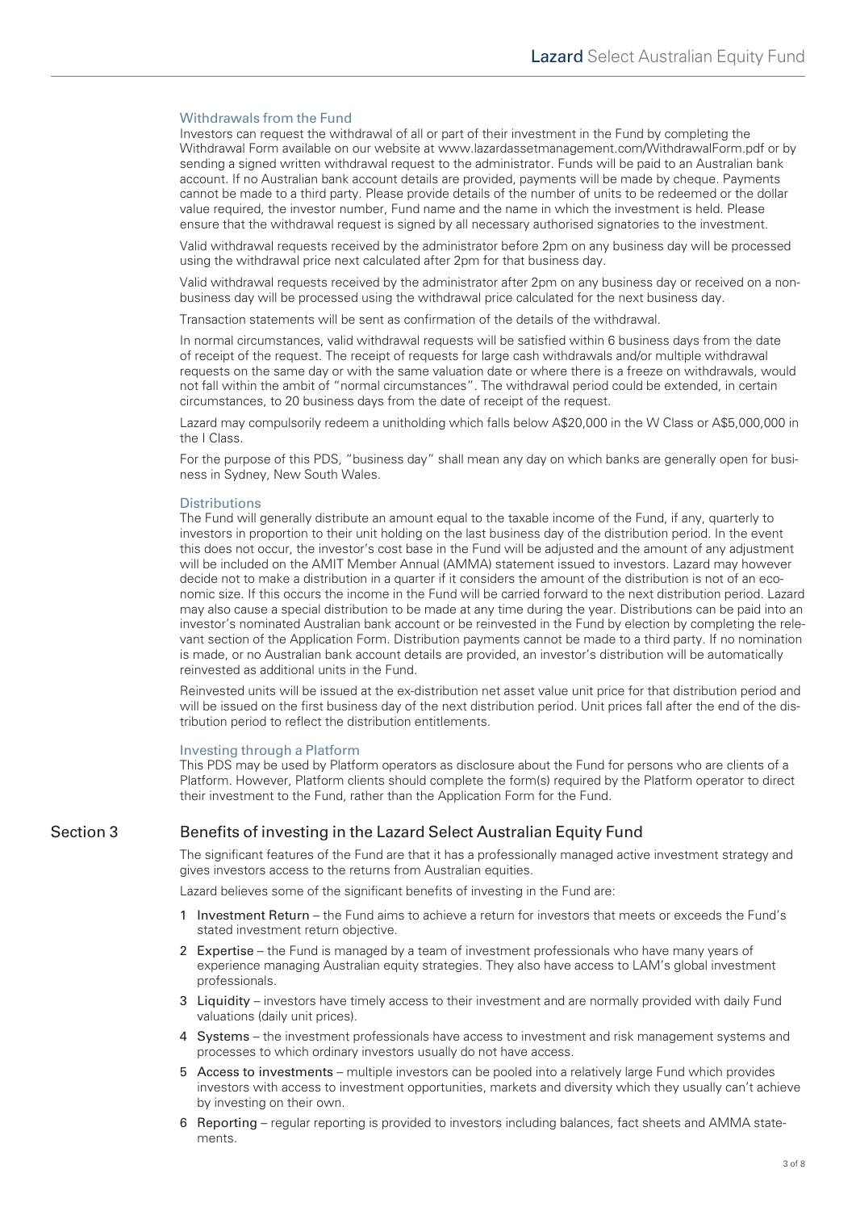### Withdrawals from the Fund

Investors can request the withdrawal of all or part of their investment in the Fund by completing the Withdrawal Form available on our website at www.lazardassetmanagement.com/WithdrawalForm.pdf or by sending a signed written withdrawal request to the administrator. Funds will be paid to an Australian bank account. If no Australian bank account details are provided, payments will be made by cheque. Payments cannot be made to a third party. Please provide details of the number of units to be redeemed or the dollar value required, the investor number, Fund name and the name in which the investment is held. Please ensure that the withdrawal request is signed by all necessary authorised signatories to the investment.

Valid withdrawal requests received by the administrator before 2pm on any business day will be processed using the withdrawal price next calculated after 2pm for that business day.

Valid withdrawal requests received by the administrator after 2pm on any business day or received on a non-business day will be processed using the withdrawal price calculated for the next business day.

Transaction statements will be sent as confirmation of the details of the withdrawal.

In normal circumstances, valid withdrawal requests will be satisfied within 6 business days from the date of receipt of the request. The receipt of requests for large cash withdrawals and/or multiple withdrawal requests on the same day or with the same valuation date or where there is a freeze on withdrawals, would not fall within the ambit of "normal circumstances". The withdrawal period could be extended, in certain circumstances, to 20 business days from the date of receipt of the request.

Lazard may compulsorily redeem a unitholding which falls below A$20,000 in the W Class or A$5,000,000 in the I Class.

For the purpose of this PDS, "business day" shall mean any day on which banks are generally open for business in Sydney, New South Wales.

### Distributions

The Fund will generally distribute an amount equal to the taxable income of the Fund, if any, quarterly to investors in proportion to their unit holding on the last business day of the distribution period. In the event this does not occur, the investor's cost base in the Fund will be adjusted and the amount of any adjustment will be included on the AMIT Member Annual (AMMA) statement issued to investors. Lazard may however decide not to make a distribution in a quarter if it considers the amount of the distribution is not of an economic size. If this occurs the income in the Fund will be carried forward to the next distribution period. Lazard may also cause a special distribution to be made at any time during the year. Distributions can be paid into an investor's nominated Australian bank account or be reinvested in the Fund by election by completing the relevant section of the Application Form. Distribution payments cannot be made to a third party. If no nomination is made, or no Australian bank account details are provided, an investor's distribution will be automatically reinvested as additional units in the Fund.

Reinvested units will be issued at the ex-distribution net asset value unit price for that distribution period and will be issued on the first business day of the next distribution period. Unit prices fall after the end of the distribution period to reflect the distribution entitlements.

### Investing through a Platform

This PDS may be used by Platform operators as disclosure about the Fund for persons who are clients of a Platform. However, Platform clients should complete the form(s) required by the Platform operator to direct their investment to the Fund, rather than the Application Form for the Fund.

## Section 3 Benefits of investing in the Lazard Select Australian Equity Fund

The significant features of the Fund are that it has a professionally managed active investment strategy and gives investors access to the returns from Australian equities.

Lazard believes some of the significant benefits of investing in the Fund are:

1. Investment Return – the Fund aims to achieve a return for investors that meets or exceeds the Fund's stated investment return objective.
2. Expertise – the Fund is managed by a team of investment professionals who have many years of experience managing Australian equity strategies. They also have access to LAM's global investment professionals.
3. Liquidity – investors have timely access to their investment and are normally provided with daily Fund valuations (daily unit prices).
4. Systems – the investment professionals have access to investment and risk management systems and processes to which ordinary investors usually do not have access.
5. Access to investments – multiple investors can be pooled into a relatively large Fund which provides investors with access to investment opportunities, markets and diversity which they usually can't achieve by investing on their own.
6. Reporting – regular reporting is provided to investors including balances, fact sheets and AMMA statements.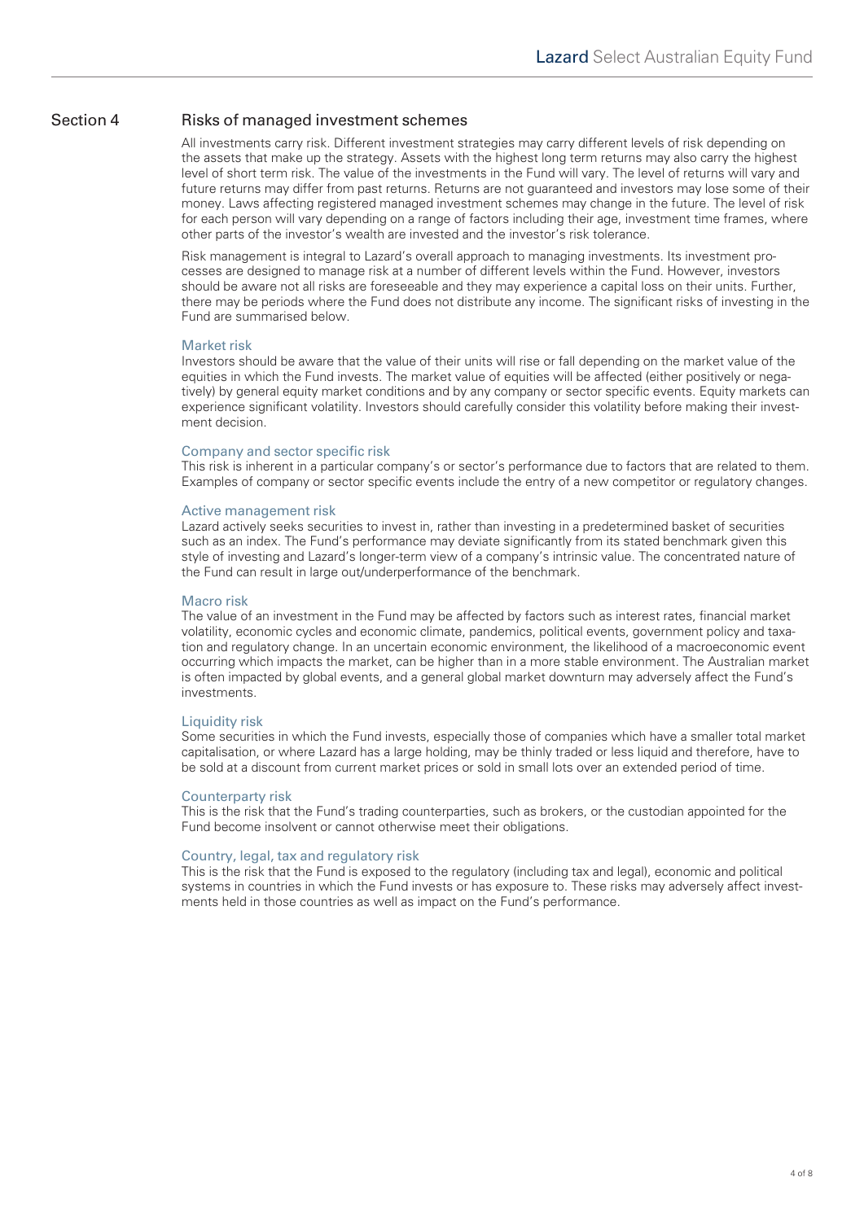## Section 4 Risks of managed investment schemes

All investments carry risk. Different investment strategies may carry different levels of risk depending on the assets that make up the strategy. Assets with the highest long term returns may also carry the highest level of short term risk. The value of the investments in the Fund will vary. The level of returns will vary and future returns may differ from past returns. Returns are not guaranteed and investors may lose some of their money. Laws affecting registered managed investment schemes may change in the future. The level of risk for each person will vary depending on a range of factors including their age, investment time frames, where other parts of the investor's wealth are invested and the investor's risk tolerance.

Risk management is integral to Lazard's overall approach to managing investments. Its investment processes are designed to manage risk at a number of different levels within the Fund. However, investors should be aware not all risks are foreseeable and they may experience a capital loss on their units. Further, there may be periods where the Fund does not distribute any income. The significant risks of investing in the Fund are summarised below.

### Market risk

Investors should be aware that the value of their units will rise or fall depending on the market value of the equities in which the Fund invests. The market value of equities will be affected (either positively or negatively) by general equity market conditions and by any company or sector specific events. Equity markets can experience significant volatility. Investors should carefully consider this volatility before making their investment decision.

### Company and sector specific risk

This risk is inherent in a particular company's or sector's performance due to factors that are related to them. Examples of company or sector specific events include the entry of a new competitor or regulatory changes.

### Active management risk

Lazard actively seeks securities to invest in, rather than investing in a predetermined basket of securities such as an index. The Fund's performance may deviate significantly from its stated benchmark given this style of investing and Lazard's longer-term view of a company's intrinsic value. The concentrated nature of the Fund can result in large out/underperformance of the benchmark.

### Macro risk

The value of an investment in the Fund may be affected by factors such as interest rates, financial market volatility, economic cycles and economic climate, pandemics, political events, government policy and taxation and regulatory change. In an uncertain economic environment, the likelihood of a macroeconomic event occurring which impacts the market, can be higher than in a more stable environment. The Australian market is often impacted by global events, and a general global market downturn may adversely affect the Fund's investments.

### Liquidity risk

Some securities in which the Fund invests, especially those of companies which have a smaller total market capitalisation, or where Lazard has a large holding, may be thinly traded or less liquid and therefore, have to be sold at a discount from current market prices or sold in small lots over an extended period of time.

### Counterparty risk

This is the risk that the Fund's trading counterparties, such as brokers, or the custodian appointed for the Fund become insolvent or cannot otherwise meet their obligations.

### Country, legal, tax and regulatory risk

This is the risk that the Fund is exposed to the regulatory (including tax and legal), economic and political systems in countries in which the Fund invests or has exposure to. These risks may adversely affect investments held in those countries as well as impact on the Fund's performance.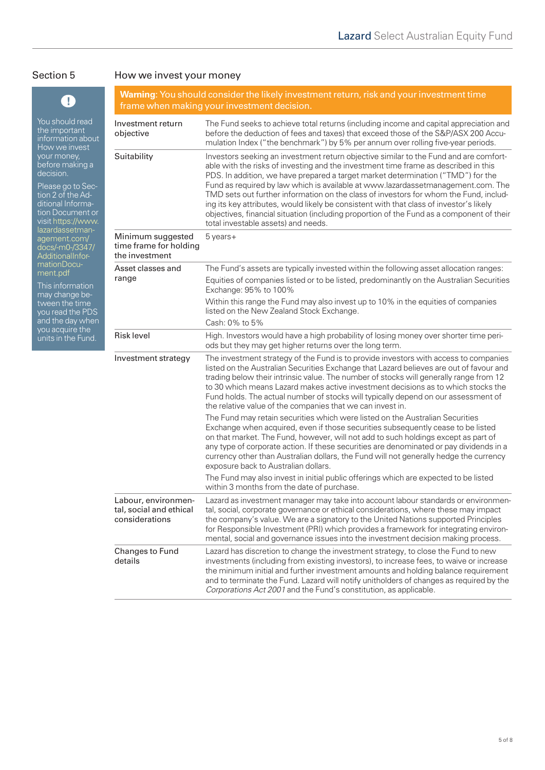## Section 5

## How we invest your money

You should read the important information about How we invest your money, before making a decision.

Please go to Section 2 of the Additional Information Document or visit https://www.lazardassetmanagement.com/docs/-m0-/3347/AdditionalInformationDocument.pdf

This information may change between the time you read the PDS and the day when you acquire the units in the Fund.

**Warning**: You should consider the likely investment return, risk and your investment time frame when making your investment decision.

| | |
|---|---|
| Investment return objective | The Fund seeks to achieve total returns (including income and capital appreciation and before the deduction of fees and taxes) that exceed those of the S&P/ASX 200 Accumulation Index ("the benchmark") by 5% per annum over rolling five-year periods. |
| Suitability | Investors seeking an investment return objective similar to the Fund and are comfortable with the risks of investing and the investment time frame as described in this PDS. In addition, we have prepared a target market determination ("TMD") for the Fund as required by law which is available at www.lazardassetmanagement.com. The TMD sets out further information on the class of investors for whom the Fund, including its key attributes, would likely be consistent with that class of investor's likely objectives, financial situation (including proportion of the Fund as a component of their total investable assets) and needs. |
| Minimum suggested time frame for holding the investment | 5 years+ |
| Asset classes and range | The Fund's assets are typically invested within the following asset allocation ranges:<br>Equities of companies listed or to be listed, predominantly on the Australian Securities Exchange: 95% to 100%<br>Within this range the Fund may also invest up to 10% in the equities of companies listed on the New Zealand Stock Exchange.<br>Cash: 0% to 5% |
| Risk level | High. Investors would have a high probability of losing money over shorter time periods but they may get higher returns over the long term. |
| Investment strategy | The investment strategy of the Fund is to provide investors with access to companies listed on the Australian Securities Exchange that Lazard believes are out of favour and trading below their intrinsic value. The number of stocks will generally range from 12 to 30 which means Lazard makes active investment decisions as to which stocks the Fund holds. The actual number of stocks will typically depend on our assessment of the relative value of the companies that we can invest in.<br>The Fund may retain securities which were listed on the Australian Securities Exchange when acquired, even if those securities subsequently cease to be listed on that market. The Fund, however, will not add to such holdings except as part of any type of corporate action. If these securities are denominated or pay dividends in a currency other than Australian dollars, the Fund will not generally hedge the currency exposure back to Australian dollars.<br>The Fund may also invest in initial public offerings which are expected to be listed within 3 months from the date of purchase. |
| Labour, environmental, social and ethical considerations | Lazard as investment manager may take into account labour standards or environmental, social, corporate governance or ethical considerations, where these may impact the company's value. We are a signatory to the United Nations supported Principles for Responsible Investment (PRI) which provides a framework for integrating environmental, social and governance issues into the investment decision making process. |
| Changes to Fund details | Lazard has discretion to change the investment strategy, to close the Fund to new investments (including from existing investors), to increase fees, to waive or increase the minimum initial and further investment amounts and holding balance requirement and to terminate the Fund. Lazard will notify unitholders of changes as required by the *Corporations Act 2001* and the Fund's constitution, as applicable. |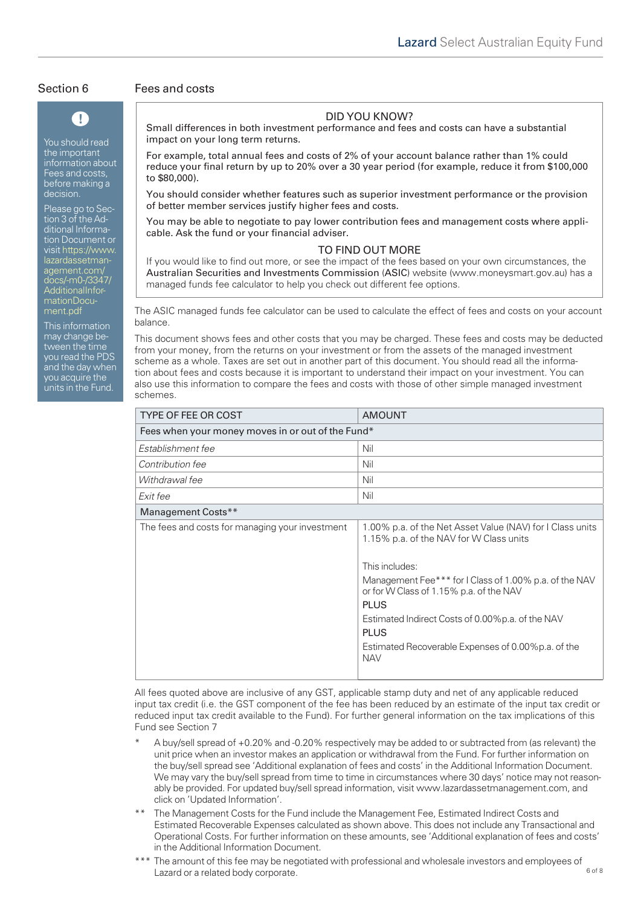## Section 6 Fees and costs

> **!**
>
> You should read the important information about Fees and costs, before making a decision.
>
> Please go to Section 3 of the Additional Information Document or visit https://www.lazardassetmanagement.com/docs/-m0-/3347/AdditionalInformationDocument.pdf
>
> This information may change between the time you read the PDS and the day when you acquire the units in the Fund.

**DID YOU KNOW?**

Small differences in both investment performance and fees and costs can have a substantial impact on your long term returns.

For example, total annual fees and costs of 2% of your account balance rather than 1% could reduce your final return by up to 20% over a 30 year period (for example, reduce it from $100,000 to $80,000).

You should consider whether features such as superior investment performance or the provision of better member services justify higher fees and costs.

You may be able to negotiate to pay lower contribution fees and management costs where applicable. Ask the fund or your financial adviser.

**TO FIND OUT MORE**

If you would like to find out more, or see the impact of the fees based on your own circumstances, the Australian Securities and Investments Commission (ASIC) website (www.moneysmart.gov.au) has a managed funds fee calculator to help you check out different fee options.

The ASIC managed funds fee calculator can be used to calculate the effect of fees and costs on your account balance.

This document shows fees and other costs that you may be charged. These fees and costs may be deducted from your money, from the returns on your investment or from the assets of the managed investment scheme as a whole. Taxes are set out in another part of this document. You should read all the information about fees and costs because it is important to understand their impact on your investment. You can also use this information to compare the fees and costs with those of other simple managed investment schemes.

| TYPE OF FEE OR COST | AMOUNT |
|---|---|
| Fees when your money moves in or out of the Fund* | |
| *Establishment fee* | Nil |
| *Contribution fee* | Nil |
| *Withdrawal fee* | Nil |
| *Exit fee* | Nil |
| Management Costs** | |
| The fees and costs for managing your investment | 1.00% p.a. of the Net Asset Value (NAV) for I Class units<br>1.15% p.a. of the NAV for W Class units<br><br>This includes:<br>Management Fee*** for I Class of 1.00% p.a. of the NAV or for W Class of 1.15% p.a. of the NAV<br>PLUS<br>Estimated Indirect Costs of 0.00%p.a. of the NAV<br>PLUS<br>Estimated Recoverable Expenses of 0.00%p.a. of the NAV |

All fees quoted above are inclusive of any GST, applicable stamp duty and net of any applicable reduced input tax credit (i.e. the GST component of the fee has been reduced by an estimate of the input tax credit or reduced input tax credit available to the Fund). For further general information on the tax implications of this Fund see Section 7

\* A buy/sell spread of +0.20% and -0.20% respectively may be added to or subtracted from (as relevant) the unit price when an investor makes an application or withdrawal from the Fund. For further information on the buy/sell spread see 'Additional explanation of fees and costs' in the Additional Information Document. We may vary the buy/sell spread from time to time in circumstances where 30 days' notice may not reasonably be provided. For updated buy/sell spread information, visit www.lazardassetmanagement.com, and click on 'Updated Information'.

\*\* The Management Costs for the Fund include the Management Fee, Estimated Indirect Costs and Estimated Recoverable Expenses calculated as shown above. This does not include any Transactional and Operational Costs. For further information on these amounts, see 'Additional explanation of fees and costs' in the Additional Information Document.

\*\*\* The amount of this fee may be negotiated with professional and wholesale investors and employees of Lazard or a related body corporate.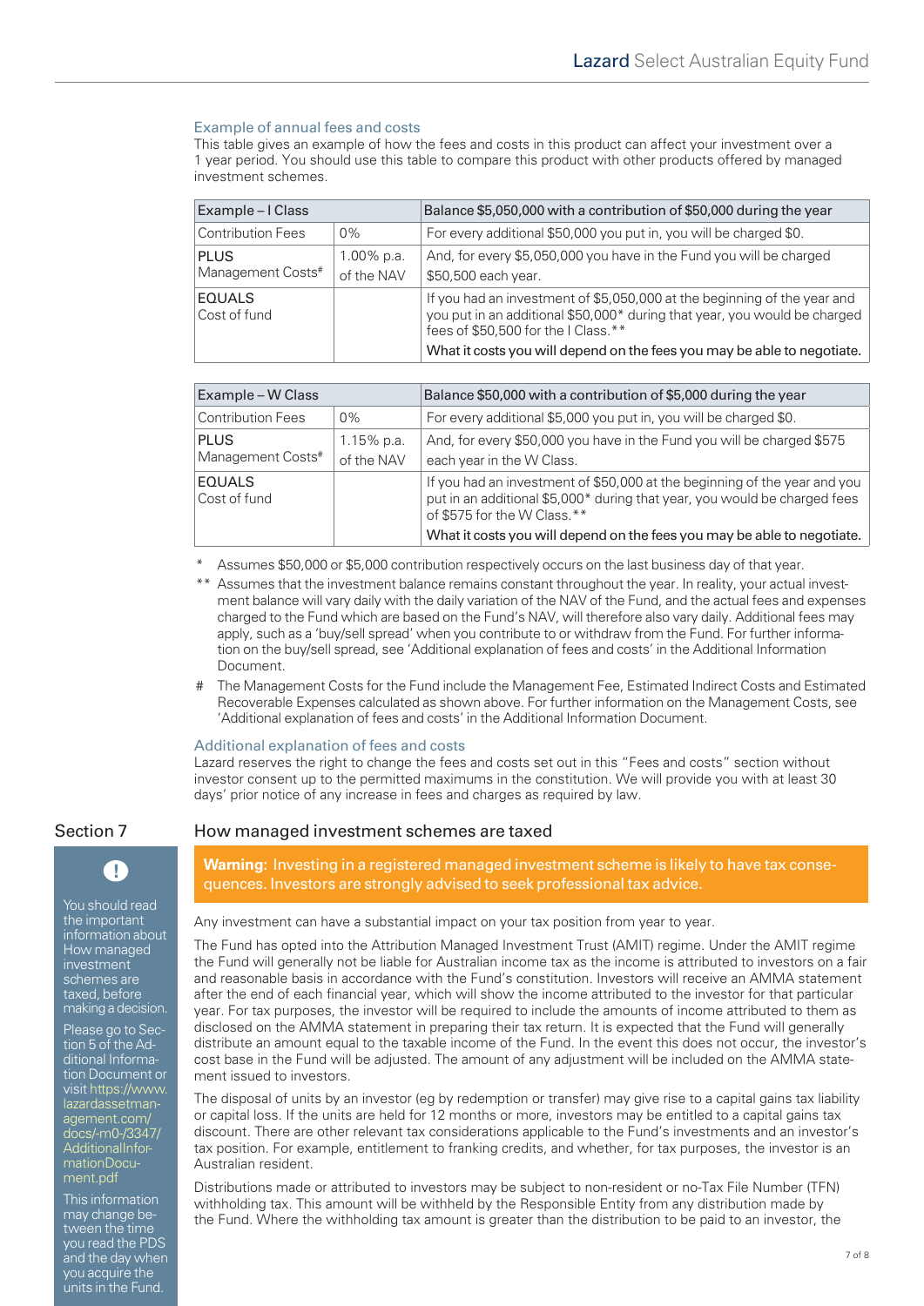### Example of annual fees and costs

This table gives an example of how the fees and costs in this product can affect your investment over a 1 year period. You should use this table to compare this product with other products offered by managed investment schemes.

| Example – I Class | | Balance $5,050,000 with a contribution of $50,000 during the year |
|---|---|---|
| Contribution Fees | 0% | For every additional $50,000 you put in, you will be charged $0. |
| PLUS Management Costs# | 1.00% p.a. of the NAV | And, for every $5,050,000 you have in the Fund you will be charged $50,500 each year. |
| EQUALS Cost of fund | | If you had an investment of $5,050,000 at the beginning of the year and you put in an additional $50,000* during that year, you would be charged fees of $50,500 for the I Class.** What it costs you will depend on the fees you may be able to negotiate. |

| Example – W Class | | Balance $50,000 with a contribution of $5,000 during the year |
|---|---|---|
| Contribution Fees | 0% | For every additional $5,000 you put in, you will be charged $0. |
| PLUS Management Costs# | 1.15% p.a. of the NAV | And, for every $50,000 you have in the Fund you will be charged $575 each year in the W Class. |
| EQUALS Cost of fund | | If you had an investment of $50,000 at the beginning of the year and you put in an additional $5,000* during that year, you would be charged fees of $575 for the W Class.** What it costs you will depend on the fees you may be able to negotiate. |

\* Assumes $50,000 or $5,000 contribution respectively occurs on the last business day of that year.

** Assumes that the investment balance remains constant throughout the year. In reality, your actual investment balance will vary daily with the daily variation of the NAV of the Fund, and the actual fees and expenses charged to the Fund which are based on the Fund's NAV, will therefore also vary daily. Additional fees may apply, such as a 'buy/sell spread' when you contribute to or withdraw from the Fund. For further information on the buy/sell spread, see 'Additional explanation of fees and costs' in the Additional Information Document.

# The Management Costs for the Fund include the Management Fee, Estimated Indirect Costs and Estimated Recoverable Expenses calculated as shown above. For further information on the Management Costs, see 'Additional explanation of fees and costs' in the Additional Information Document.

### Additional explanation of fees and costs

Lazard reserves the right to change the fees and costs set out in this "Fees and costs" section without investor consent up to the permitted maximums in the constitution. We will provide you with at least 30 days' prior notice of any increase in fees and charges as required by law.

## Section 7 How managed investment schemes are taxed

You should read the important information about How managed investment schemes are taxed, before making a decision.

Please go to Section 5 of the Additional Information Document or visit https://www.lazardassetmanagement.com/docs/-m0-/3347/AdditionalInformationDocument.pdf

This information may change between the time you read the PDS and the day when you acquire the units in the Fund.

**Warning:** Investing in a registered managed investment scheme is likely to have tax consequences. Investors are strongly advised to seek professional tax advice.

Any investment can have a substantial impact on your tax position from year to year.

The Fund has opted into the Attribution Managed Investment Trust (AMIT) regime. Under the AMIT regime the Fund will generally not be liable for Australian income tax as the income is attributed to investors on a fair and reasonable basis in accordance with the Fund's constitution. Investors will receive an AMMA statement after the end of each financial year, which will show the income attributed to the investor for that particular year. For tax purposes, the investor will be required to include the amounts of income attributed to them as disclosed on the AMMA statement in preparing their tax return. It is expected that the Fund will generally distribute an amount equal to the taxable income of the Fund. In the event this does not occur, the investor's cost base in the Fund will be adjusted. The amount of any adjustment will be included on the AMMA statement issued to investors.

The disposal of units by an investor (eg by redemption or transfer) may give rise to a capital gains tax liability or capital loss. If the units are held for 12 months or more, investors may be entitled to a capital gains tax discount. There are other relevant tax considerations applicable to the Fund's investments and an investor's tax position. For example, entitlement to franking credits, and whether, for tax purposes, the investor is an Australian resident.

Distributions made or attributed to investors may be subject to non-resident or no-Tax File Number (TFN) withholding tax. This amount will be withheld by the Responsible Entity from any distribution made by the Fund. Where the withholding tax amount is greater than the distribution to be paid to an investor, the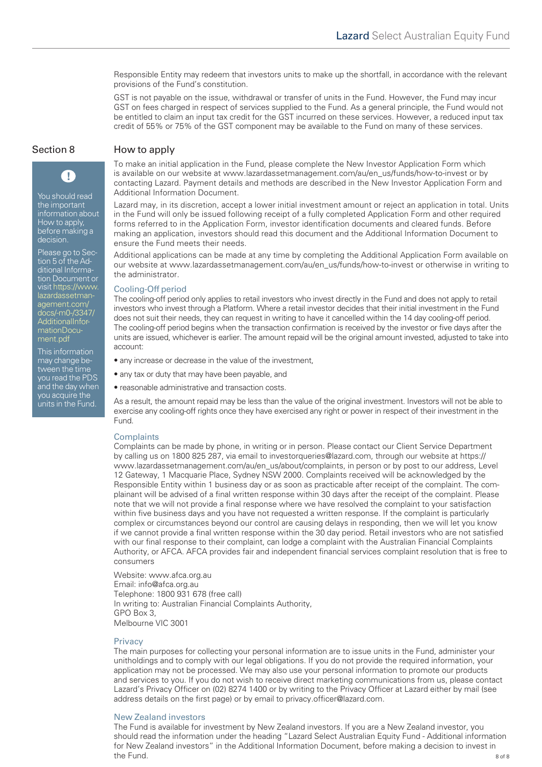Responsible Entity may redeem that investors units to make up the shortfall, in accordance with the relevant provisions of the Fund's constitution.

GST is not payable on the issue, withdrawal or transfer of units in the Fund. However, the Fund may incur GST on fees charged in respect of services supplied to the Fund. As a general principle, the Fund would not be entitled to claim an input tax credit for the GST incurred on these services. However, a reduced input tax credit of 55% or 75% of the GST component may be available to the Fund on many of these services.

## Section 8 How to apply

> You should read the important information about How to apply, before making a decision.
>
> Please go to Section 5 of the Additional Information Document or visit https://www.lazardassetmanagement.com/docs/-m0-/3347/AdditionalInformationDocument.pdf
>
> This information may change between the time you read the PDS and the day when you acquire the units in the Fund.

To make an initial application in the Fund, please complete the New Investor Application Form which is available on our website at www.lazardassetmanagement.com/au/en_us/funds/how-to-invest or by contacting Lazard. Payment details and methods are described in the New Investor Application Form and Additional Information Document.

Lazard may, in its discretion, accept a lower initial investment amount or reject an application in total. Units in the Fund will only be issued following receipt of a fully completed Application Form and other required forms referred to in the Application Form, investor identification documents and cleared funds. Before making an application, investors should read this document and the Additional Information Document to ensure the Fund meets their needs.

Additional applications can be made at any time by completing the Additional Application Form available on our website at www.lazardassetmanagement.com/au/en_us/funds/how-to-invest or otherwise in writing to the administrator.

### Cooling-Off period

The cooling-off period only applies to retail investors who invest directly in the Fund and does not apply to retail investors who invest through a Platform. Where a retail investor decides that their initial investment in the Fund does not suit their needs, they can request in writing to have it cancelled within the 14 day cooling-off period. The cooling-off period begins when the transaction confirmation is received by the investor or five days after the units are issued, whichever is earlier. The amount repaid will be the original amount invested, adjusted to take into account:

- any increase or decrease in the value of the investment,
- any tax or duty that may have been payable, and
- reasonable administrative and transaction costs.

As a result, the amount repaid may be less than the value of the original investment. Investors will not be able to exercise any cooling-off rights once they have exercised any right or power in respect of their investment in the Fund.

### Complaints

Complaints can be made by phone, in writing or in person. Please contact our Client Service Department by calling us on 1800 825 287, via email to investorqueries@lazard.com, through our website at https://www.lazardassetmanagement.com/au/en_us/about/complaints, in person or by post to our address, Level 12 Gateway, 1 Macquarie Place, Sydney NSW 2000. Complaints received will be acknowledged by the Responsible Entity within 1 business day or as soon as practicable after receipt of the complaint. The complainant will be advised of a final written response within 30 days after the receipt of the complaint. Please note that we will not provide a final response where we have resolved the complaint to your satisfaction within five business days and you have not requested a written response. If the complaint is particularly complex or circumstances beyond our control are causing delays in responding, then we will let you know if we cannot provide a final written response within the 30 day period. Retail investors who are not satisfied with our final response to their complaint, can lodge a complaint with the Australian Financial Complaints Authority, or AFCA. AFCA provides fair and independent financial services complaint resolution that is free to consumers

Website: www.afca.org.au  
Email: info@afca.org.au  
Telephone: 1800 931 678 (free call)  
In writing to: Australian Financial Complaints Authority,  
GPO Box 3,  
Melbourne VIC 3001

### Privacy

The main purposes for collecting your personal information are to issue units in the Fund, administer your unitholdings and to comply with our legal obligations. If you do not provide the required information, your application may not be processed. We may also use your personal information to promote our products and services to you. If you do not wish to receive direct marketing communications from us, please contact Lazard's Privacy Officer on (02) 8274 1400 or by writing to the Privacy Officer at Lazard either by mail (see address details on the first page) or by email to privacy.officer@lazard.com.

### New Zealand investors

The Fund is available for investment by New Zealand investors. If you are a New Zealand investor, you should read the information under the heading "Lazard Select Australian Equity Fund - Additional information for New Zealand investors" in the Additional Information Document, before making a decision to invest in the Fund.